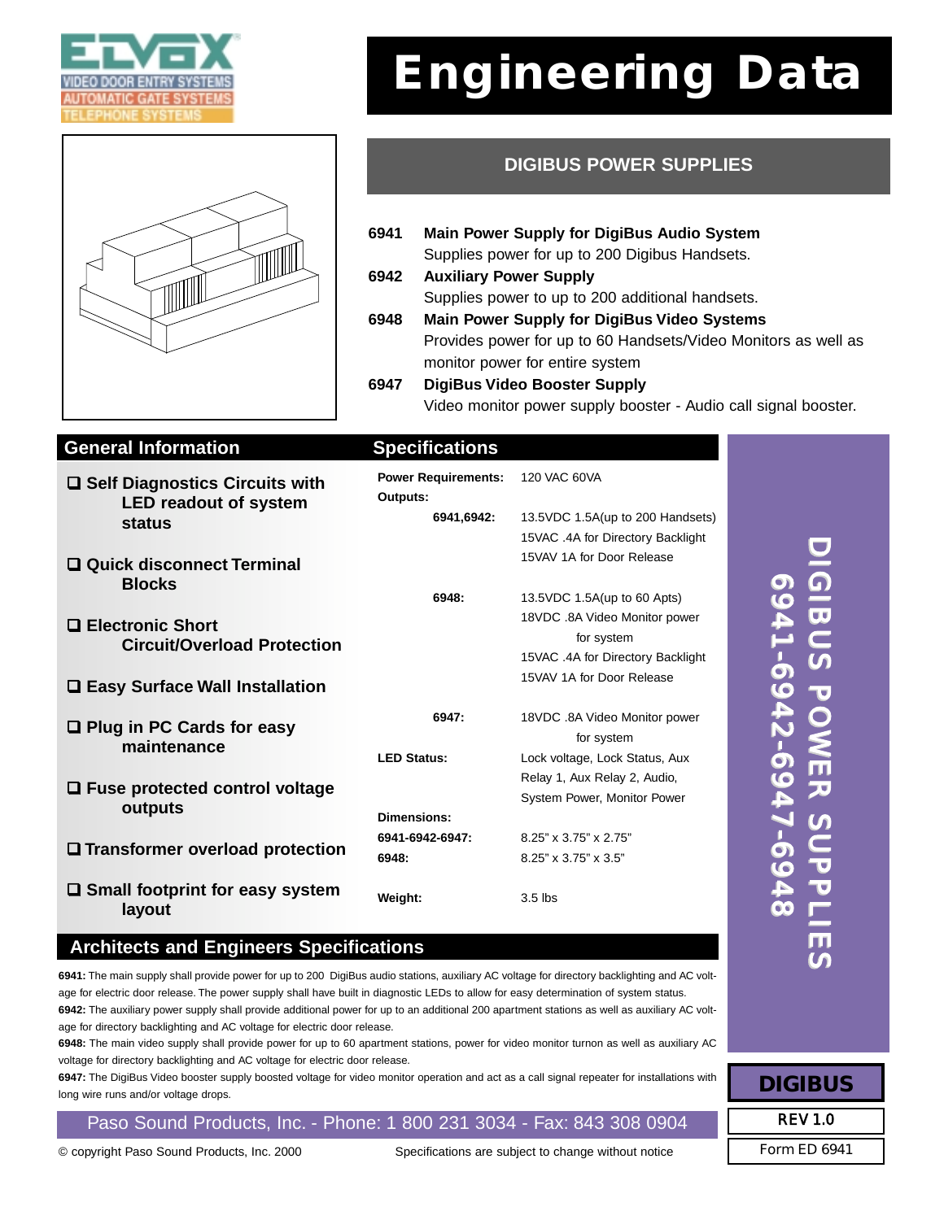ELVOX
VIDEO DOOR ENTRY SYSTEMS
AUTOMATIC GATE SYSTEMS
TELEPHONE SYSTEMS

# Engineering Data

## DIGIBUS POWER SUPPLIES

**6941** **Main Power Supply for DigiBus Audio System**
Supplies power for up to 200 Digibus Handsets.

**6942** **Auxiliary Power Supply**
Supplies power to up to 200 additional handsets.

**6948** **Main Power Supply for DigiBus Video Systems**
Provides power for up to 60 Handsets/Video Monitors as well as monitor power for entire system

**6947** **DigiBus Video Booster Supply**
Video monitor power supply booster - Audio call signal booster.

## General Information

- ❑ **Self Diagnostics Circuits with LED readout of system status**
- ❑ **Quick disconnect Terminal Blocks**
- ❑ **Electronic Short Circuit/Overload Protection**
- ❑ **Easy Surface Wall Installation**
- ❑ **Plug in PC Cards for easy maintenance**
- ❑ **Fuse protected control voltage outputs**
- ❑ **Transformer overload protection**
- ❑ **Small footprint for easy system layout**

## Specifications

| | |
|---|---|
| **Power Requirements:** | 120 VAC 60VA |
| **Outputs:** | |
| **6941,6942:** | 13.5VDC 1.5A(up to 200 Handsets)<br>15VAC .4A for Directory Backlight<br>15VAV 1A for Door Release |
| **6948:** | 13.5VDC 1.5A(up to 60 Apts)<br>18VDC .8A Video Monitor power for system<br>15VAC .4A for Directory Backlight<br>15VAV 1A for Door Release |
| **6947:** | 18VDC .8A Video Monitor power for system |
| **LED Status:** | Lock voltage, Lock Status, Aux Relay 1, Aux Relay 2, Audio, System Power, Monitor Power |
| **Dimensions:** | |
| **6941-6942-6947:** | 8.25" x 3.75" x 2.75" |
| **6948:** | 8.25" x 3.75" x 3.5" |
| **Weight:** | 3.5 lbs |

DIGIBUS POWER SUPPLIES
6941-6942-6947-6948

## Architects and Engineers Specifications

**6941:** The main supply shall provide power for up to 200 DigiBus audio stations, auxiliary AC voltage for directory backlighting and AC voltage for electric door release. The power supply shall have built in diagnostic LEDs to allow for easy determination of system status.

**6942:** The auxiliary power supply shall provide additional power for up to an additional 200 apartment stations as well as auxiliary AC voltage for directory backlighting and AC voltage for electric door release.

**6948:** The main video supply shall provide power for up to 60 apartment stations, power for video monitor turnon as well as auxiliary AC voltage for directory backlighting and AC voltage for electric door release.

**6947:** The DigiBus Video booster supply boosted voltage for video monitor operation and act as a call signal repeater for installations with long wire runs and/or voltage drops.

Paso Sound Products, Inc. - Phone: 1 800 231 3034 - Fax: 843 308 0904

© copyright Paso Sound Products, Inc. 2000 — Specifications are subject to change without notice

**DIGIBUS**
REV 1.0
Form ED 6941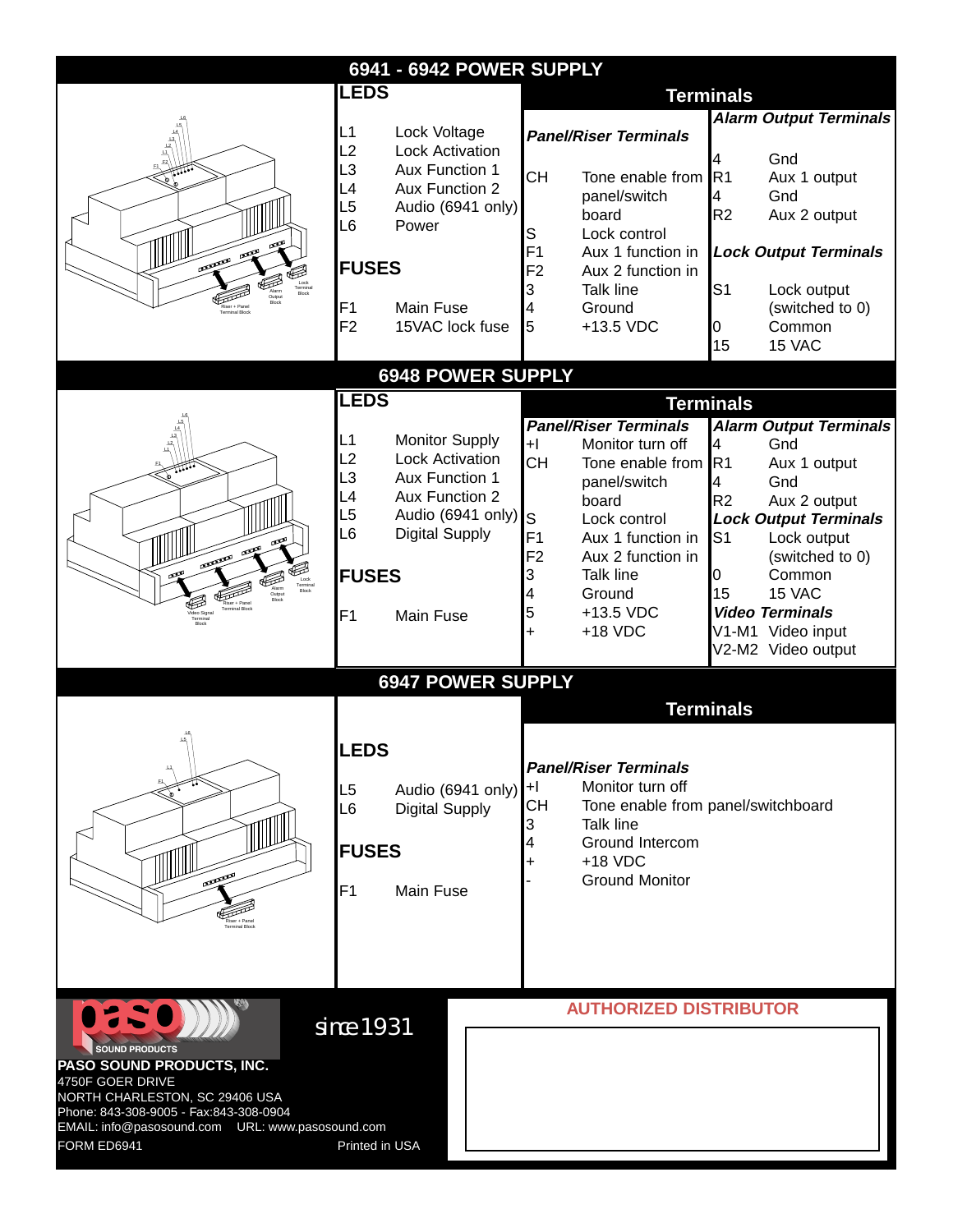## 6941 - 6942 POWER SUPPLY

### LEDS

| | |
|---|---|
| L1 | Lock Voltage |
| L2 | Lock Activation |
| L3 | Aux Function 1 |
| L4 | Aux Function 2 |
| L5 | Audio (6941 only) |
| L6 | Power |

### FUSES

| | |
|---|---|
| F1 | Main Fuse |
| F2 | 15VAC lock fuse |

### Terminals

***Panel/Riser Terminals***

| | |
|---|---|
| CH | Tone enable from panel/switch board |
| S | Lock control |
| F1 | Aux 1 function in |
| F2 | Aux 2 function in |
| 3 | Talk line |
| 4 | Ground |
| 5 | +13.5 VDC |

***Alarm Output Terminals***

| | |
|---|---|
| 4 | Gnd |
| R1 | Aux 1 output |
| 4 | Gnd |
| R2 | Aux 2 output |

***Lock Output Terminals***

| | |
|---|---|
| S1 | Lock output (switched to 0) |
| 0 | Common |
| 15 | 15 VAC |

## 6948 POWER SUPPLY

### LEDS

| | |
|---|---|
| L1 | Monitor Supply |
| L2 | Lock Activation |
| L3 | Aux Function 1 |
| L4 | Aux Function 2 |
| L5 | Audio (6941 only) |
| L6 | Digital Supply |

### FUSES

| | |
|---|---|
| F1 | Main Fuse |

### Terminals

***Panel/Riser Terminals***

| | |
|---|---|
| +I | Monitor turn off |
| CH | Tone enable from panel/switch board |
| S | Lock control |
| F1 | Aux 1 function in |
| F2 | Aux 2 function in |
| 3 | Talk line |
| 4 | Ground |
| 5 | +13.5 VDC |
| + | +18 VDC |

***Alarm Output Terminals***

| | |
|---|---|
| 4 | Gnd |
| R1 | Aux 1 output |
| 4 | Gnd |
| R2 | Aux 2 output |

***Lock Output Terminals***

| | |
|---|---|
| S1 | Lock output (switched to 0) |
| 0 | Common |
| 15 | 15 VAC |

***Video Terminals***

| | |
|---|---|
| V1-M1 | Video input |
| V2-M2 | Video output |

## 6947 POWER SUPPLY

### LEDS

| | |
|---|---|
| L5 | Audio (6941 only) |
| L6 | Digital Supply |

### FUSES

| | |
|---|---|
| F1 | Main Fuse |

### Terminals

***Panel/Riser Terminals***

| | |
|---|---|
| +I | Monitor turn off |
| CH | Tone enable from panel/switchboard |
| 3 | Talk line |
| 4 | Ground Intercom |
| + | +18 VDC |
| - | Ground Monitor |

---

paso SOUND PRODUCTS

since 1931

**PASO SOUND PRODUCTS, INC.**
4750F GOER DRIVE
NORTH CHARLESTON, SC 29406 USA
Phone: 843-308-9005 - Fax:843-308-0904
EMAIL: info@pasosound.com URL: www.pasosound.com
FORM ED6941 Printed in USA

**AUTHORIZED DISTRIBUTOR**